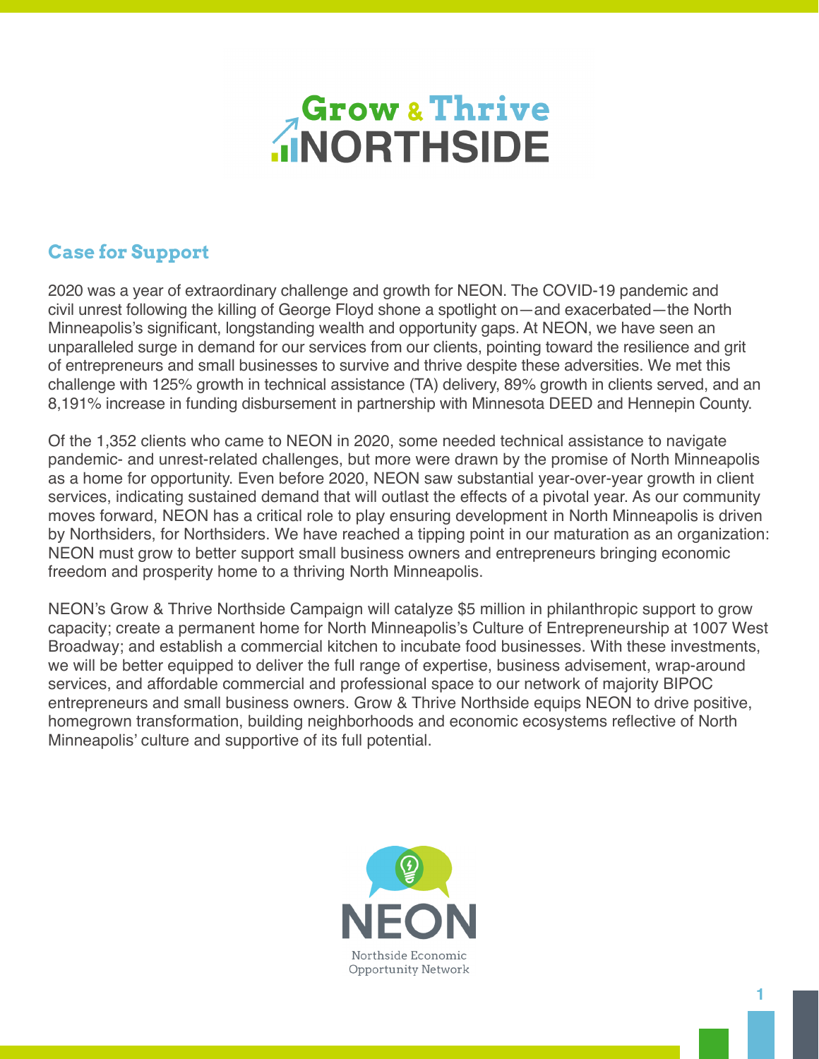# Grow & Thrive NORTHSIDE

## Case for Support

2020 was a year of extraordinary challenge and growth for NEON. The COVID-19 pandemic and civil unrest following the killing of George Floyd shone a spotlight on—and exacerbated—the North Minneapolis's significant, longstanding wealth and opportunity gaps. At NEON, we have seen an unparalleled surge in demand for our services from our clients, pointing toward the resilience and grit of entrepreneurs and small businesses to survive and thrive despite these adversities. We met this challenge with 125% growth in technical assistance (TA) delivery, 89% growth in clients served, and an 8,191% increase in funding disbursement in partnership with Minnesota DEED and Hennepin County.

Of the 1,352 clients who came to NEON in 2020, some needed technical assistance to navigate pandemic- and unrest-related challenges, but more were drawn by the promise of North Minneapolis as a home for opportunity. Even before 2020, NEON saw substantial year-over-year growth in client services, indicating sustained demand that will outlast the effects of a pivotal year. As our community moves forward, NEON has a critical role to play ensuring development in North Minneapolis is driven by Northsiders, for Northsiders. We have reached a tipping point in our maturation as an organization: NEON must grow to better support small business owners and entrepreneurs bringing economic freedom and prosperity home to a thriving North Minneapolis.

NEON's Grow & Thrive Northside Campaign will catalyze $5 million in philanthropic support to grow capacity; create a permanent home for North Minneapolis's Culture of Entrepreneurship at 1007 West Broadway; and establish a commercial kitchen to incubate food businesses. With these investments, we will be better equipped to deliver the full range of expertise, business advisement, wrap-around services, and affordable commercial and professional space to our network of majority BIPOC entrepreneurs and small business owners. Grow & Thrive Northside equips NEON to drive positive, homegrown transformation, building neighborhoods and economic ecosystems reflective of North Minneapolis' culture and supportive of its full potential.

NEON

Northside Economic Opportunity Network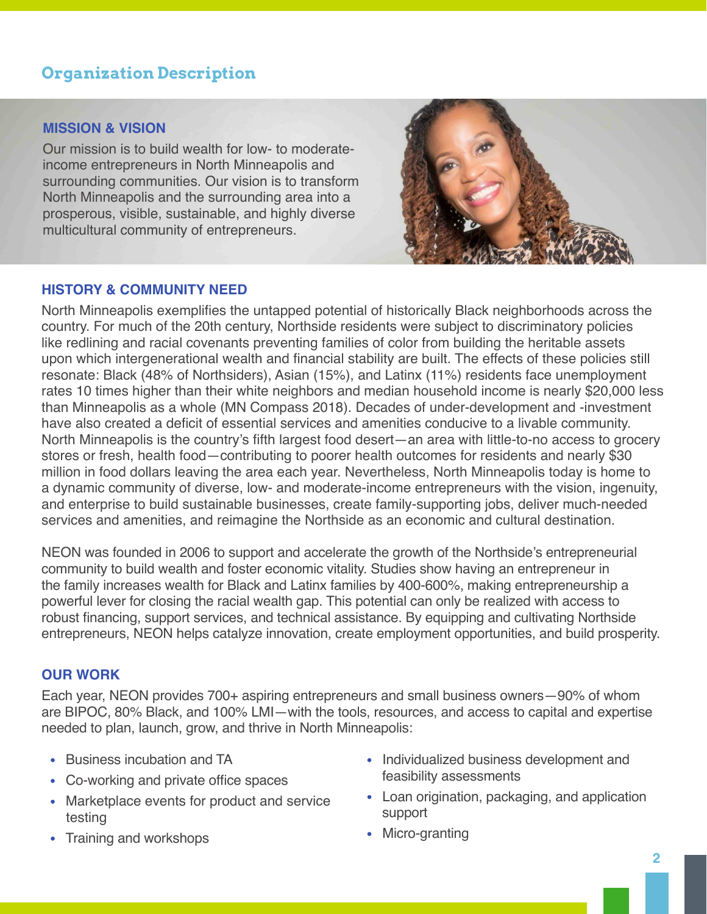## Organization Description

### MISSION & VISION

Our mission is to build wealth for low- to moderate-income entrepreneurs in North Minneapolis and surrounding communities. Our vision is to transform North Minneapolis and the surrounding area into a prosperous, visible, sustainable, and highly diverse multicultural community of entrepreneurs.

### HISTORY & COMMUNITY NEED

North Minneapolis exemplifies the untapped potential of historically Black neighborhoods across the country. For much of the 20th century, Northside residents were subject to discriminatory policies like redlining and racial covenants preventing families of color from building the heritable assets upon which intergenerational wealth and financial stability are built. The effects of these policies still resonate: Black (48% of Northsiders), Asian (15%), and Latinx (11%) residents face unemployment rates 10 times higher than their white neighbors and median household income is nearly $20,000 less than Minneapolis as a whole (MN Compass 2018). Decades of under-development and -investment have also created a deficit of essential services and amenities conducive to a livable community. North Minneapolis is the country's fifth largest food desert—an area with little-to-no access to grocery stores or fresh, health food—contributing to poorer health outcomes for residents and nearly $30 million in food dollars leaving the area each year. Nevertheless, North Minneapolis today is home to a dynamic community of diverse, low- and moderate-income entrepreneurs with the vision, ingenuity, and enterprise to build sustainable businesses, create family-supporting jobs, deliver much-needed services and amenities, and reimagine the Northside as an economic and cultural destination.

NEON was founded in 2006 to support and accelerate the growth of the Northside's entrepreneurial community to build wealth and foster economic vitality. Studies show having an entrepreneur in the family increases wealth for Black and Latinx families by 400-600%, making entrepreneurship a powerful lever for closing the racial wealth gap. This potential can only be realized with access to robust financing, support services, and technical assistance. By equipping and cultivating Northside entrepreneurs, NEON helps catalyze innovation, create employment opportunities, and build prosperity.

### OUR WORK

Each year, NEON provides 700+ aspiring entrepreneurs and small business owners—90% of whom are BIPOC, 80% Black, and 100% LMI—with the tools, resources, and access to capital and expertise needed to plan, launch, grow, and thrive in North Minneapolis:

- Business incubation and TA
- Co-working and private office spaces
- Marketplace events for product and service testing
- Training and workshops
- Individualized business development and feasibility assessments
- Loan origination, packaging, and application support
- Micro-granting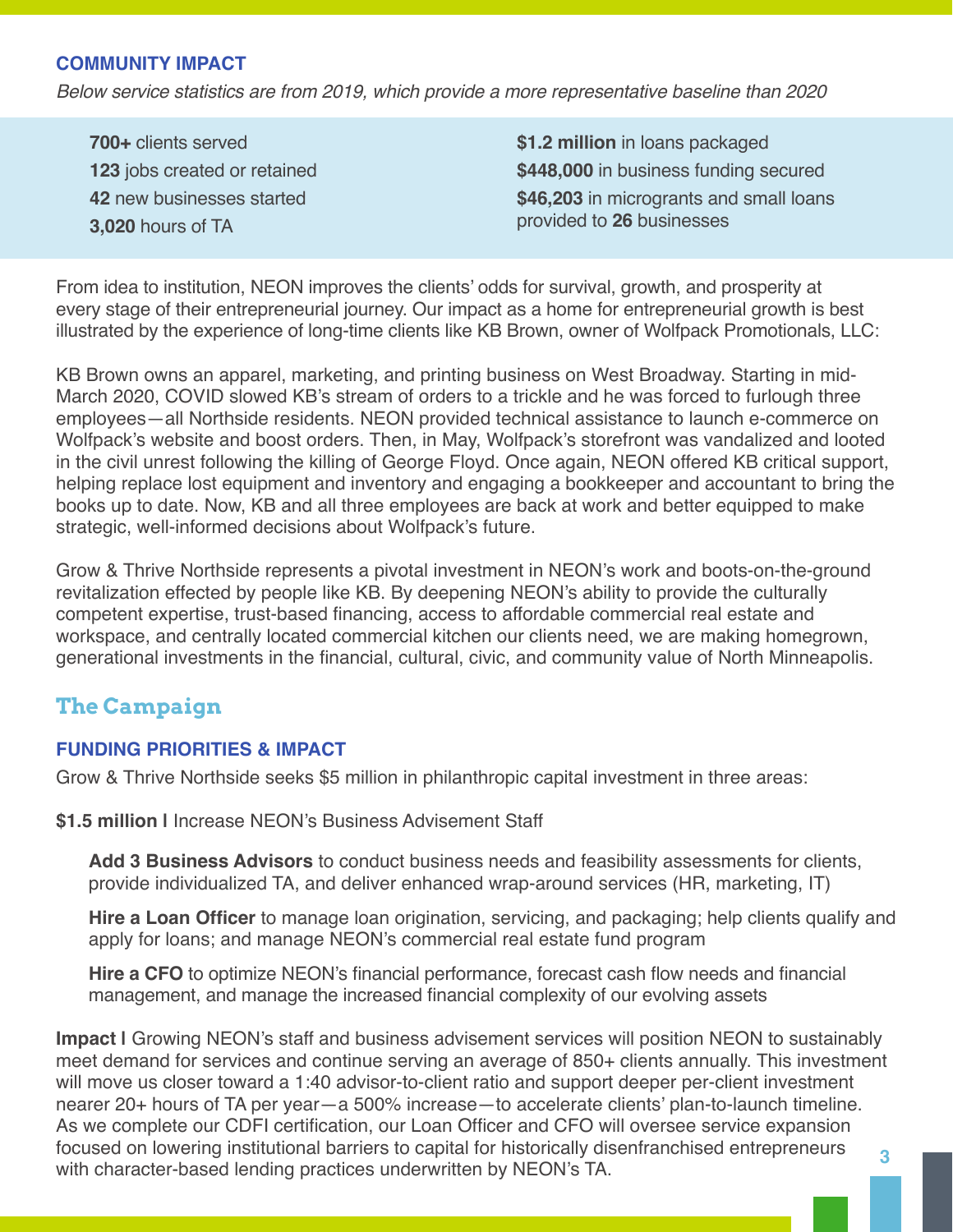### COMMUNITY IMPACT

*Below service statistics are from 2019, which provide a more representative baseline than 2020*

**700+** clients served
**123** jobs created or retained
**42** new businesses started
**3,020** hours of TA

**$1.2 million** in loans packaged
**$448,000** in business funding secured
**$46,203** in microgrants and small loans provided to **26** businesses

From idea to institution, NEON improves the clients' odds for survival, growth, and prosperity at every stage of their entrepreneurial journey. Our impact as a home for entrepreneurial growth is best illustrated by the experience of long-time clients like KB Brown, owner of Wolfpack Promotionals, LLC:

KB Brown owns an apparel, marketing, and printing business on West Broadway. Starting in mid-March 2020, COVID slowed KB's stream of orders to a trickle and he was forced to furlough three employees—all Northside residents. NEON provided technical assistance to launch e-commerce on Wolfpack's website and boost orders. Then, in May, Wolfpack's storefront was vandalized and looted in the civil unrest following the killing of George Floyd. Once again, NEON offered KB critical support, helping replace lost equipment and inventory and engaging a bookkeeper and accountant to bring the books up to date. Now, KB and all three employees are back at work and better equipped to make strategic, well-informed decisions about Wolfpack's future.

Grow & Thrive Northside represents a pivotal investment in NEON's work and boots-on-the-ground revitalization effected by people like KB. By deepening NEON's ability to provide the culturally competent expertise, trust-based financing, access to affordable commercial real estate and workspace, and centrally located commercial kitchen our clients need, we are making homegrown, generational investments in the financial, cultural, civic, and community value of North Minneapolis.

## The Campaign

### FUNDING PRIORITIES & IMPACT

Grow & Thrive Northside seeks $5 million in philanthropic capital investment in three areas:

**$1.5 million |** Increase NEON's Business Advisement Staff

**Add 3 Business Advisors** to conduct business needs and feasibility assessments for clients, provide individualized TA, and deliver enhanced wrap-around services (HR, marketing, IT)

**Hire a Loan Officer** to manage loan origination, servicing, and packaging; help clients qualify and apply for loans; and manage NEON's commercial real estate fund program

**Hire a CFO** to optimize NEON's financial performance, forecast cash flow needs and financial management, and manage the increased financial complexity of our evolving assets

**Impact |** Growing NEON's staff and business advisement services will position NEON to sustainably meet demand for services and continue serving an average of 850+ clients annually. This investment will move us closer toward a 1:40 advisor-to-client ratio and support deeper per-client investment nearer 20+ hours of TA per year—a 500% increase—to accelerate clients' plan-to-launch timeline. As we complete our CDFI certification, our Loan Officer and CFO will oversee service expansion focused on lowering institutional barriers to capital for historically disenfranchised entrepreneurs with character-based lending practices underwritten by NEON's TA.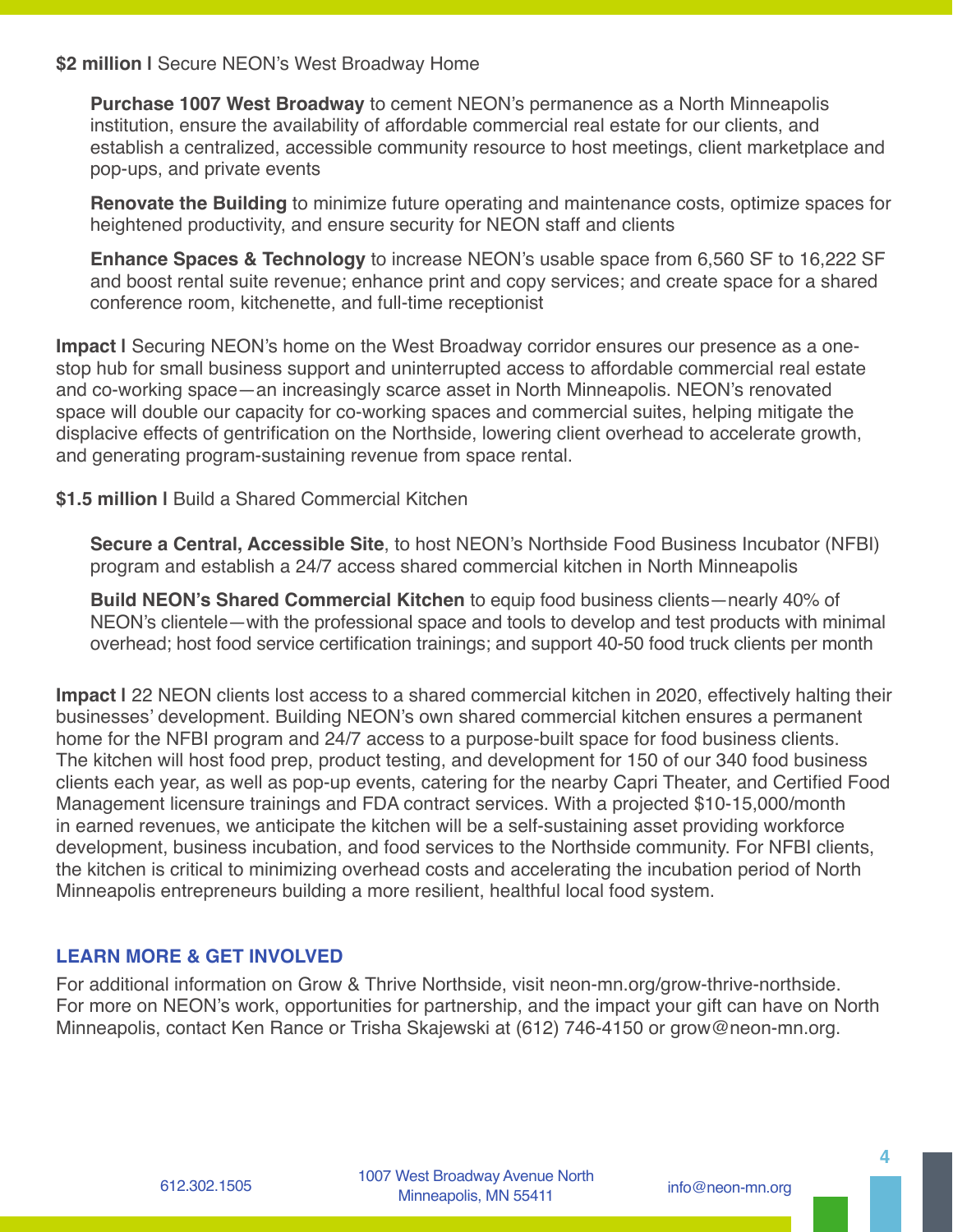**$2 million |** Secure NEON's West Broadway Home

**Purchase 1007 West Broadway** to cement NEON's permanence as a North Minneapolis institution, ensure the availability of affordable commercial real estate for our clients, and establish a centralized, accessible community resource to host meetings, client marketplace and pop-ups, and private events

**Renovate the Building** to minimize future operating and maintenance costs, optimize spaces for heightened productivity, and ensure security for NEON staff and clients

**Enhance Spaces & Technology** to increase NEON's usable space from 6,560 SF to 16,222 SF and boost rental suite revenue; enhance print and copy services; and create space for a shared conference room, kitchenette, and full-time receptionist

**Impact |** Securing NEON's home on the West Broadway corridor ensures our presence as a one-stop hub for small business support and uninterrupted access to affordable commercial real estate and co-working space—an increasingly scarce asset in North Minneapolis. NEON's renovated space will double our capacity for co-working spaces and commercial suites, helping mitigate the displacive effects of gentrification on the Northside, lowering client overhead to accelerate growth, and generating program-sustaining revenue from space rental.

**$1.5 million |** Build a Shared Commercial Kitchen

**Secure a Central, Accessible Site**, to host NEON's Northside Food Business Incubator (NFBI) program and establish a 24/7 access shared commercial kitchen in North Minneapolis

**Build NEON's Shared Commercial Kitchen** to equip food business clients—nearly 40% of NEON's clientele—with the professional space and tools to develop and test products with minimal overhead; host food service certification trainings; and support 40-50 food truck clients per month

**Impact |** 22 NEON clients lost access to a shared commercial kitchen in 2020, effectively halting their businesses' development. Building NEON's own shared commercial kitchen ensures a permanent home for the NFBI program and 24/7 access to a purpose-built space for food business clients. The kitchen will host food prep, product testing, and development for 150 of our 340 food business clients each year, as well as pop-up events, catering for the nearby Capri Theater, and Certified Food Management licensure trainings and FDA contract services. With a projected $10-15,000/month in earned revenues, we anticipate the kitchen will be a self-sustaining asset providing workforce development, business incubation, and food services to the Northside community. For NFBI clients, the kitchen is critical to minimizing overhead costs and accelerating the incubation period of North Minneapolis entrepreneurs building a more resilient, healthful local food system.

## LEARN MORE & GET INVOLVED

For additional information on Grow & Thrive Northside, visit neon-mn.org/grow-thrive-northside. For more on NEON's work, opportunities for partnership, and the impact your gift can have on North Minneapolis, contact Ken Rance or Trisha Skajewski at (612) 746-4150 or grow@neon-mn.org.

612.302.1505 | 1007 West Broadway Avenue North Minneapolis, MN 55411 | info@neon-mn.org